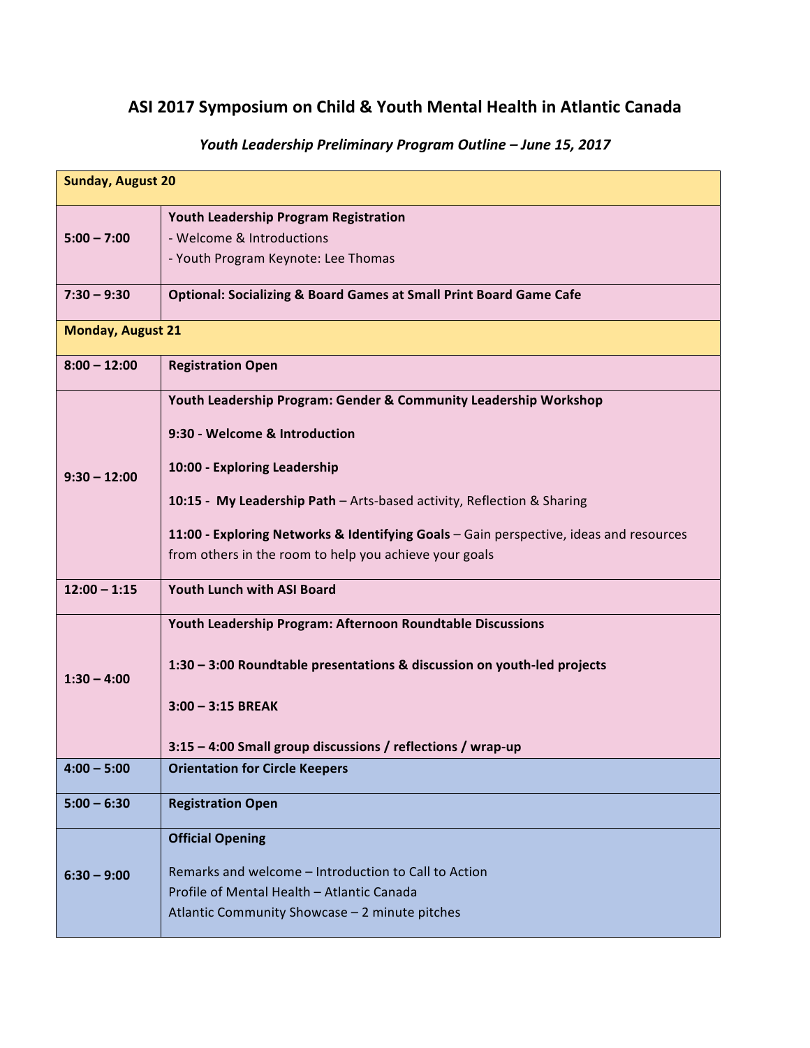# ASI 2017 Symposium on Child & Youth Mental Health in Atlantic Canada

## *Youth Leadership Preliminary Program Outline – June 15, 2017*

| **Sunday, August 20** | |
|---|---|
| **5:00 – 7:00** | **Youth Leadership Program Registration**<br>- Welcome & Introductions<br>- Youth Program Keynote: Lee Thomas |
| **7:30 – 9:30** | **Optional: Socializing & Board Games at Small Print Board Game Cafe** |
| **Monday, August 21** | |
| **8:00 – 12:00** | **Registration Open** |
| **9:30 – 12:00** | **Youth Leadership Program: Gender & Community Leadership Workshop**<br><br>**9:30 - Welcome & Introduction**<br><br>**10:00 - Exploring Leadership**<br><br>**10:15 - My Leadership Path** – Arts-based activity, Reflection & Sharing<br><br>**11:00 - Exploring Networks & Identifying Goals** – Gain perspective, ideas and resources from others in the room to help you achieve your goals |
| **12:00 – 1:15** | **Youth Lunch with ASI Board** |
| **1:30 – 4:00** | **Youth Leadership Program: Afternoon Roundtable Discussions**<br><br>**1:30 – 3:00 Roundtable presentations & discussion on youth-led projects**<br><br>**3:00 – 3:15 BREAK**<br><br>**3:15 – 4:00 Small group discussions / reflections / wrap-up** |
| **4:00 – 5:00** | **Orientation for Circle Keepers** |
| **5:00 – 6:30** | **Registration Open** |
| **6:30 – 9:00** | **Official Opening**<br><br>Remarks and welcome – Introduction to Call to Action<br>Profile of Mental Health – Atlantic Canada<br>Atlantic Community Showcase – 2 minute pitches |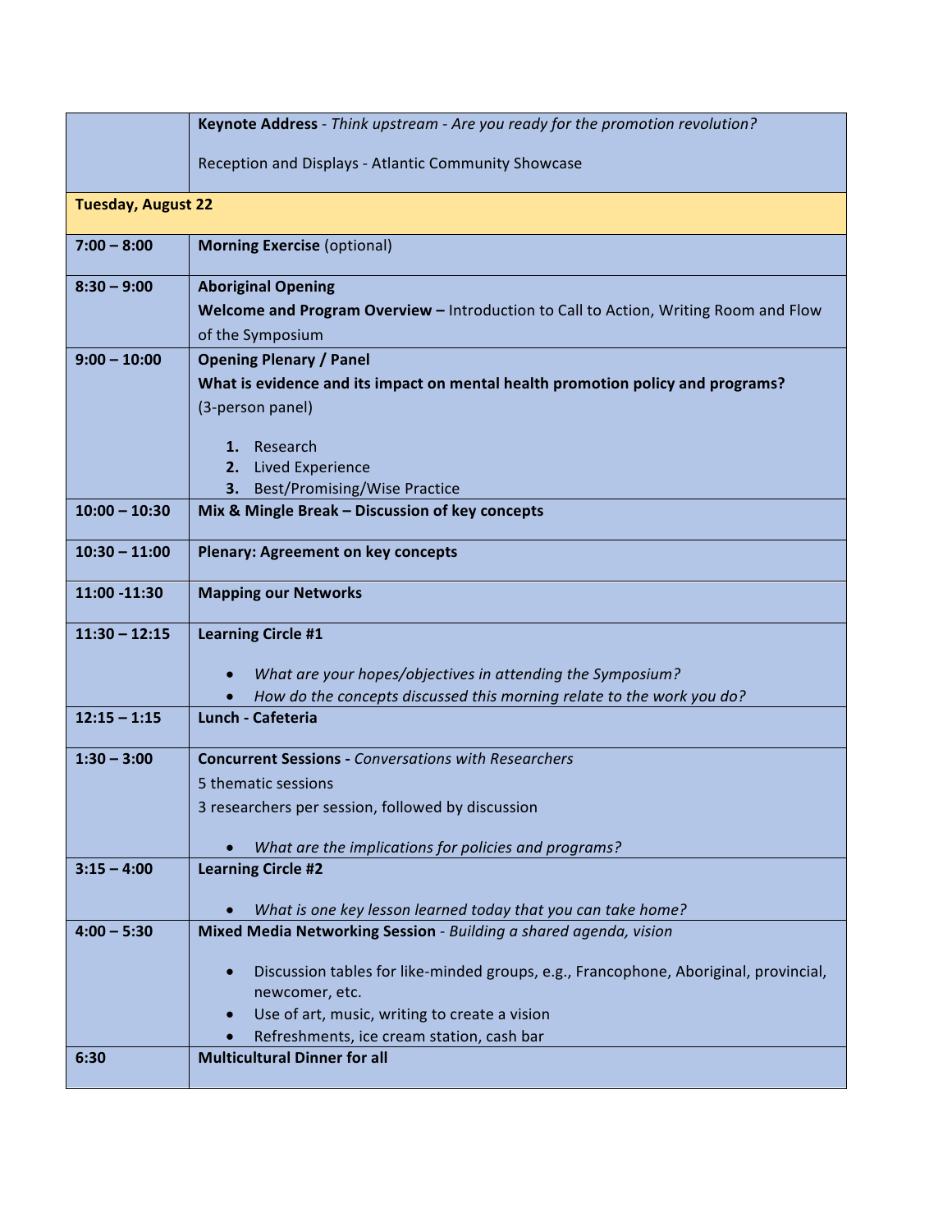| | |
|---|---|
| | **Keynote Address** - *Think upstream - Are you ready for the promotion revolution?*<br><br>Reception and Displays - Atlantic Community Showcase |
| **Tuesday, August 22** | |
| **7:00 – 8:00** | **Morning Exercise** (optional) |
| **8:30 – 9:00** | **Aboriginal Opening**<br>**Welcome and Program Overview –** Introduction to Call to Action, Writing Room and Flow of the Symposium |
| **9:00 – 10:00** | **Opening Plenary / Panel**<br>**What is evidence and its impact on mental health promotion policy and programs?**<br>(3-person panel)<br><br>1. Research<br>2. Lived Experience<br>3. Best/Promising/Wise Practice |
| **10:00 – 10:30** | **Mix & Mingle Break – Discussion of key concepts** |
| **10:30 – 11:00** | **Plenary: Agreement on key concepts** |
| **11:00 -11:30** | **Mapping our Networks** |
| **11:30 – 12:15** | **Learning Circle #1**<br><br>• *What are your hopes/objectives in attending the Symposium?*<br>• *How do the concepts discussed this morning relate to the work you do?* |
| **12:15 – 1:15** | **Lunch - Cafeteria** |
| **1:30 – 3:00** | **Concurrent Sessions -** *Conversations with Researchers*<br>5 thematic sessions<br>3 researchers per session, followed by discussion<br><br>• *What are the implications for policies and programs?* |
| **3:15 – 4:00** | **Learning Circle #2**<br><br>• *What is one key lesson learned today that you can take home?* |
| **4:00 – 5:30** | **Mixed Media Networking Session** - *Building a shared agenda, vision*<br><br>• Discussion tables for like-minded groups, e.g., Francophone, Aboriginal, provincial, newcomer, etc.<br>• Use of art, music, writing to create a vision<br>• Refreshments, ice cream station, cash bar |
| **6:30** | **Multicultural Dinner for all** |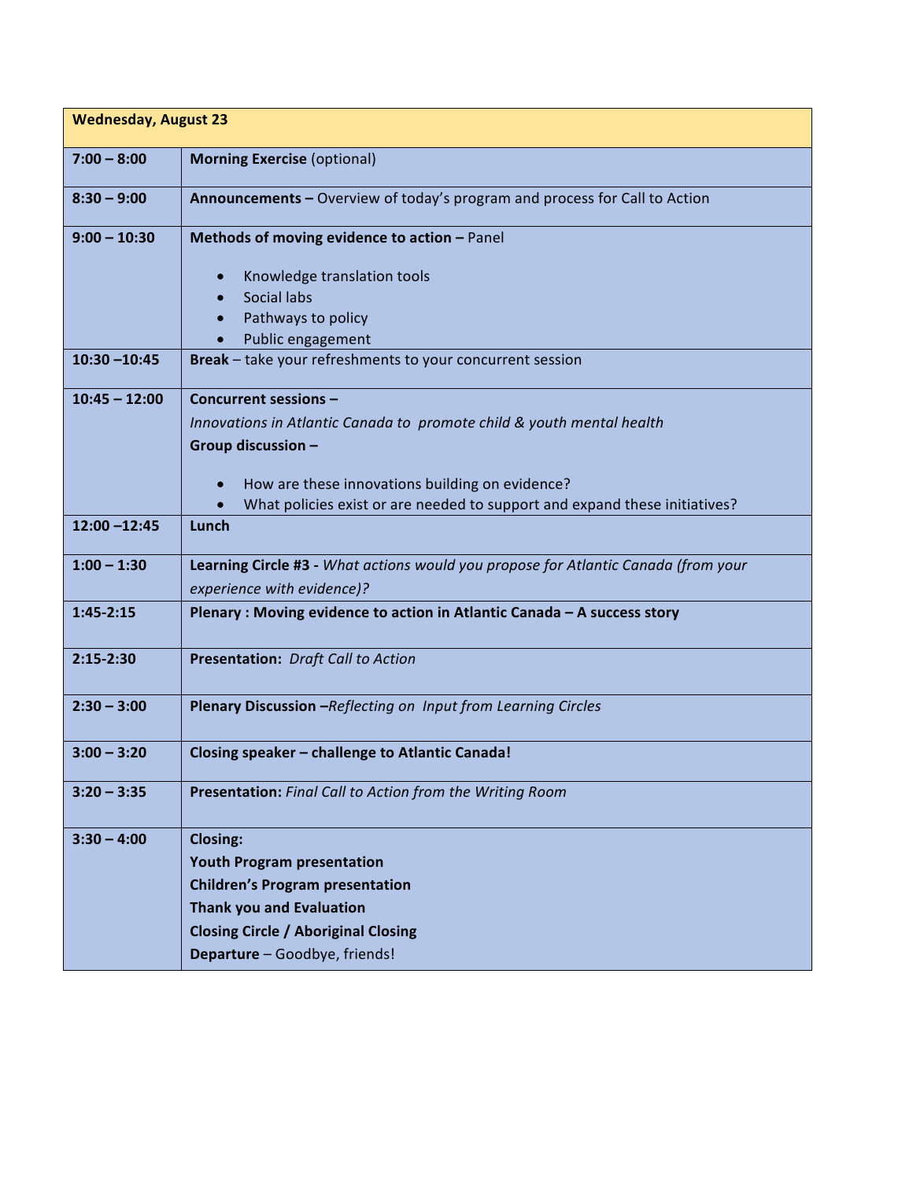| Wednesday, August 23 | |
|---|---|
| **7:00 – 8:00** | **Morning Exercise** (optional) |
| **8:30 – 9:00** | **Announcements –** Overview of today's program and process for Call to Action |
| **9:00 – 10:30** | **Methods of moving evidence to action –** Panel<br>• Knowledge translation tools<br>• Social labs<br>• Pathways to policy<br>• Public engagement |
| **10:30 –10:45** | **Break** – take your refreshments to your concurrent session |
| **10:45 – 12:00** | **Concurrent sessions –**<br>*Innovations in Atlantic Canada to promote child & youth mental health*<br>**Group discussion –**<br>• How are these innovations building on evidence?<br>• What policies exist or are needed to support and expand these initiatives? |
| **12:00 –12:45** | **Lunch** |
| **1:00 – 1:30** | **Learning Circle #3 -** *What actions would you propose for Atlantic Canada (from your experience with evidence)?* |
| **1:45-2:15** | **Plenary : Moving evidence to action in Atlantic Canada – A success story** |
| **2:15-2:30** | **Presentation:** *Draft Call to Action* |
| **2:30 – 3:00** | **Plenary Discussion –***Reflecting on Input from Learning Circles* |
| **3:00 – 3:20** | **Closing speaker – challenge to Atlantic Canada!** |
| **3:20 – 3:35** | **Presentation:** *Final Call to Action from the Writing Room* |
| **3:30 – 4:00** | **Closing:**<br>**Youth Program presentation**<br>**Children's Program presentation**<br>**Thank you and Evaluation**<br>**Closing Circle / Aboriginal Closing**<br>**Departure** – Goodbye, friends! |